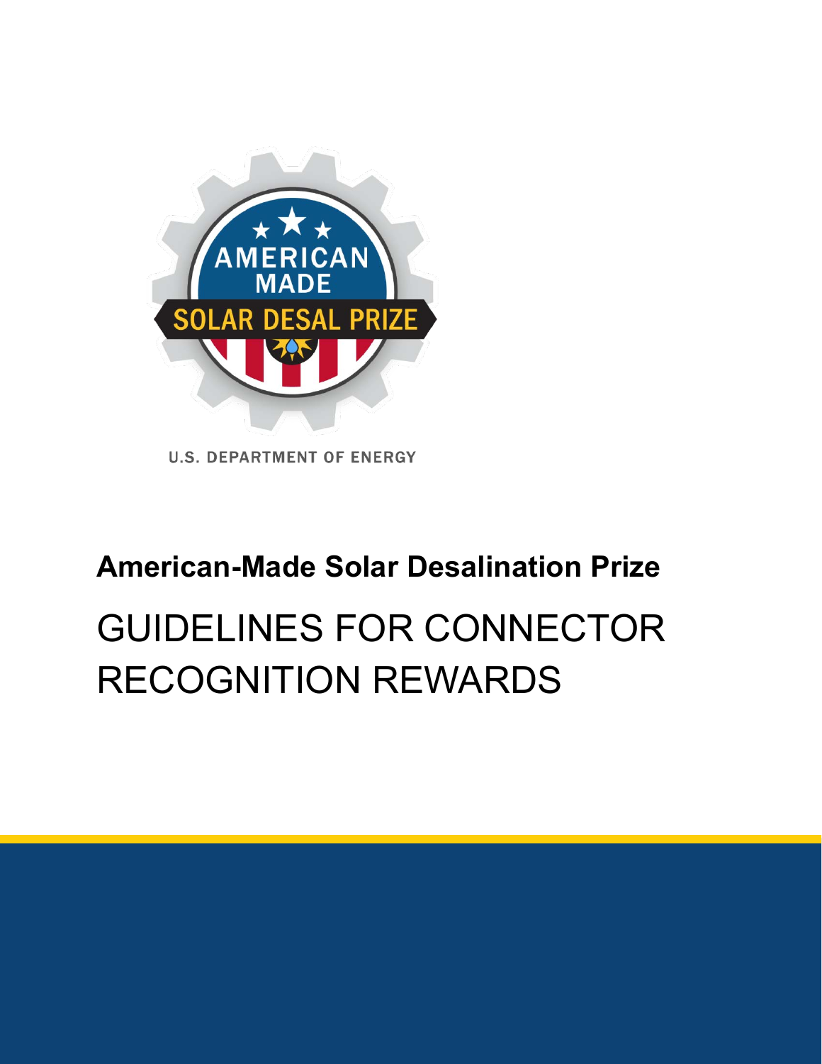AMERICAN MADE

SOLAR DESAL PRIZE

U.S. DEPARTMENT OF ENERGY

**American-Made Solar Desalination Prize**

# GUIDELINES FOR CONNECTOR RECOGNITION REWARDS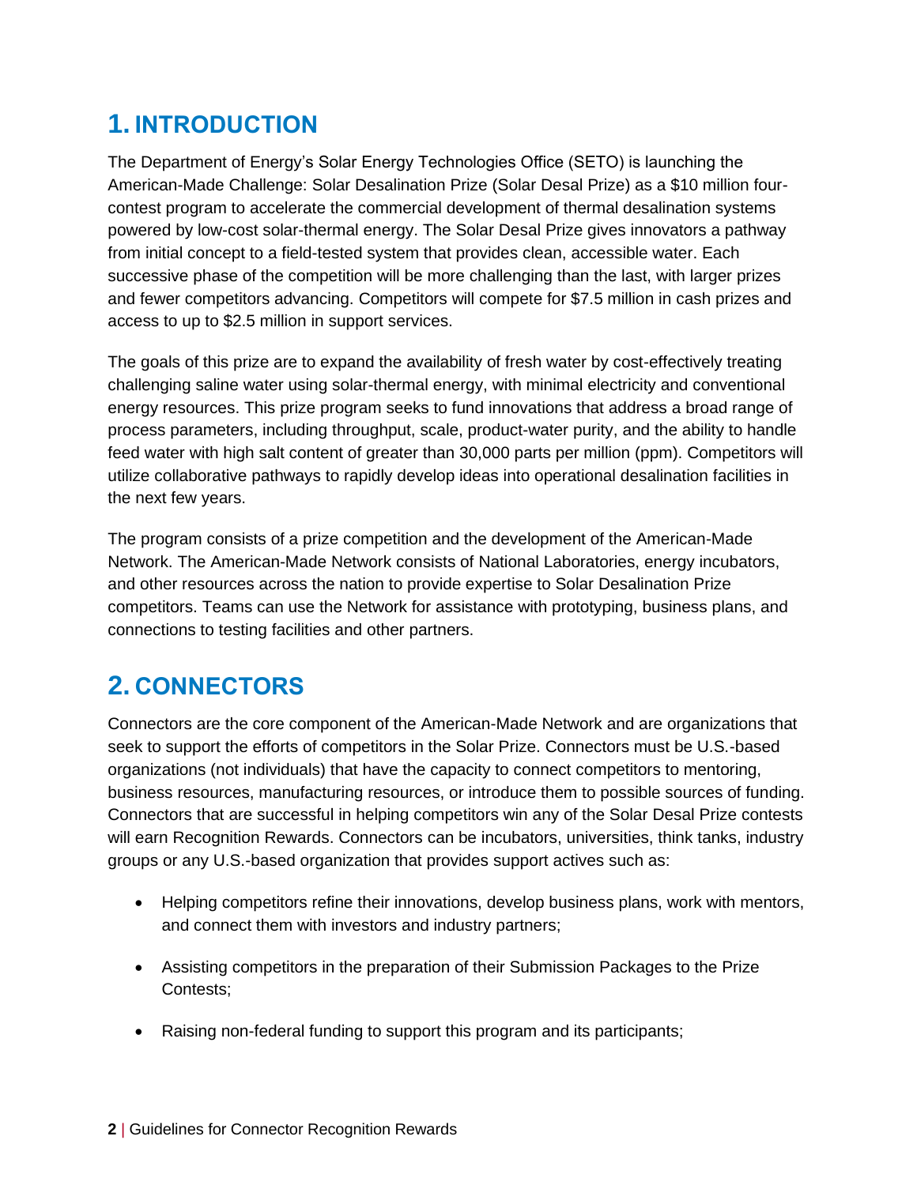# 1. INTRODUCTION

The Department of Energy's Solar Energy Technologies Office (SETO) is launching the American-Made Challenge: Solar Desalination Prize (Solar Desal Prize) as a $10 million four-contest program to accelerate the commercial development of thermal desalination systems powered by low-cost solar-thermal energy. The Solar Desal Prize gives innovators a pathway from initial concept to a field-tested system that provides clean, accessible water. Each successive phase of the competition will be more challenging than the last, with larger prizes and fewer competitors advancing. Competitors will compete for $7.5 million in cash prizes and access to up to $2.5 million in support services.

The goals of this prize are to expand the availability of fresh water by cost-effectively treating challenging saline water using solar-thermal energy, with minimal electricity and conventional energy resources. This prize program seeks to fund innovations that address a broad range of process parameters, including throughput, scale, product-water purity, and the ability to handle feed water with high salt content of greater than 30,000 parts per million (ppm). Competitors will utilize collaborative pathways to rapidly develop ideas into operational desalination facilities in the next few years.

The program consists of a prize competition and the development of the American-Made Network. The American-Made Network consists of National Laboratories, energy incubators, and other resources across the nation to provide expertise to Solar Desalination Prize competitors. Teams can use the Network for assistance with prototyping, business plans, and connections to testing facilities and other partners.

# 2. CONNECTORS

Connectors are the core component of the American-Made Network and are organizations that seek to support the efforts of competitors in the Solar Prize. Connectors must be U.S.-based organizations (not individuals) that have the capacity to connect competitors to mentoring, business resources, manufacturing resources, or introduce them to possible sources of funding. Connectors that are successful in helping competitors win any of the Solar Desal Prize contests will earn Recognition Rewards. Connectors can be incubators, universities, think tanks, industry groups or any U.S.-based organization that provides support actives such as:

- Helping competitors refine their innovations, develop business plans, work with mentors, and connect them with investors and industry partners;
- Assisting competitors in the preparation of their Submission Packages to the Prize Contests;
- Raising non-federal funding to support this program and its participants;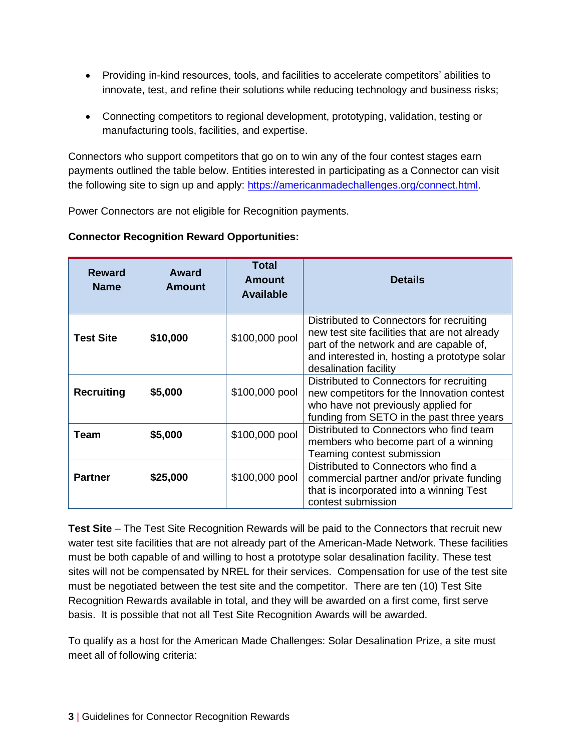- Providing in-kind resources, tools, and facilities to accelerate competitors' abilities to innovate, test, and refine their solutions while reducing technology and business risks;
- Connecting competitors to regional development, prototyping, validation, testing or manufacturing tools, facilities, and expertise.

Connectors who support competitors that go on to win any of the four contest stages earn payments outlined the table below. Entities interested in participating as a Connector can visit the following site to sign up and apply: https://americanmadechallenges.org/connect.html.

Power Connectors are not eligible for Recognition payments.

**Connector Recognition Reward Opportunities:**

| Reward Name | Award Amount | Total Amount Available | Details |
|---|---|---|---|
| **Test Site** | **$10,000** | $100,000 pool | Distributed to Connectors for recruiting new test site facilities that are not already part of the network and are capable of, and interested in, hosting a prototype solar desalination facility |
| **Recruiting** | **$5,000** | $100,000 pool | Distributed to Connectors for recruiting new competitors for the Innovation contest who have not previously applied for funding from SETO in the past three years |
| **Team** | **$5,000** | $100,000 pool | Distributed to Connectors who find team members who become part of a winning Teaming contest submission |
| **Partner** | **$25,000** | $100,000 pool | Distributed to Connectors who find a commercial partner and/or private funding that is incorporated into a winning Test contest submission |

**Test Site** – The Test Site Recognition Rewards will be paid to the Connectors that recruit new water test site facilities that are not already part of the American-Made Network. These facilities must be both capable of and willing to host a prototype solar desalination facility. These test sites will not be compensated by NREL for their services. Compensation for use of the test site must be negotiated between the test site and the competitor. There are ten (10) Test Site Recognition Rewards available in total, and they will be awarded on a first come, first serve basis. It is possible that not all Test Site Recognition Awards will be awarded.

To qualify as a host for the American Made Challenges: Solar Desalination Prize, a site must meet all of following criteria: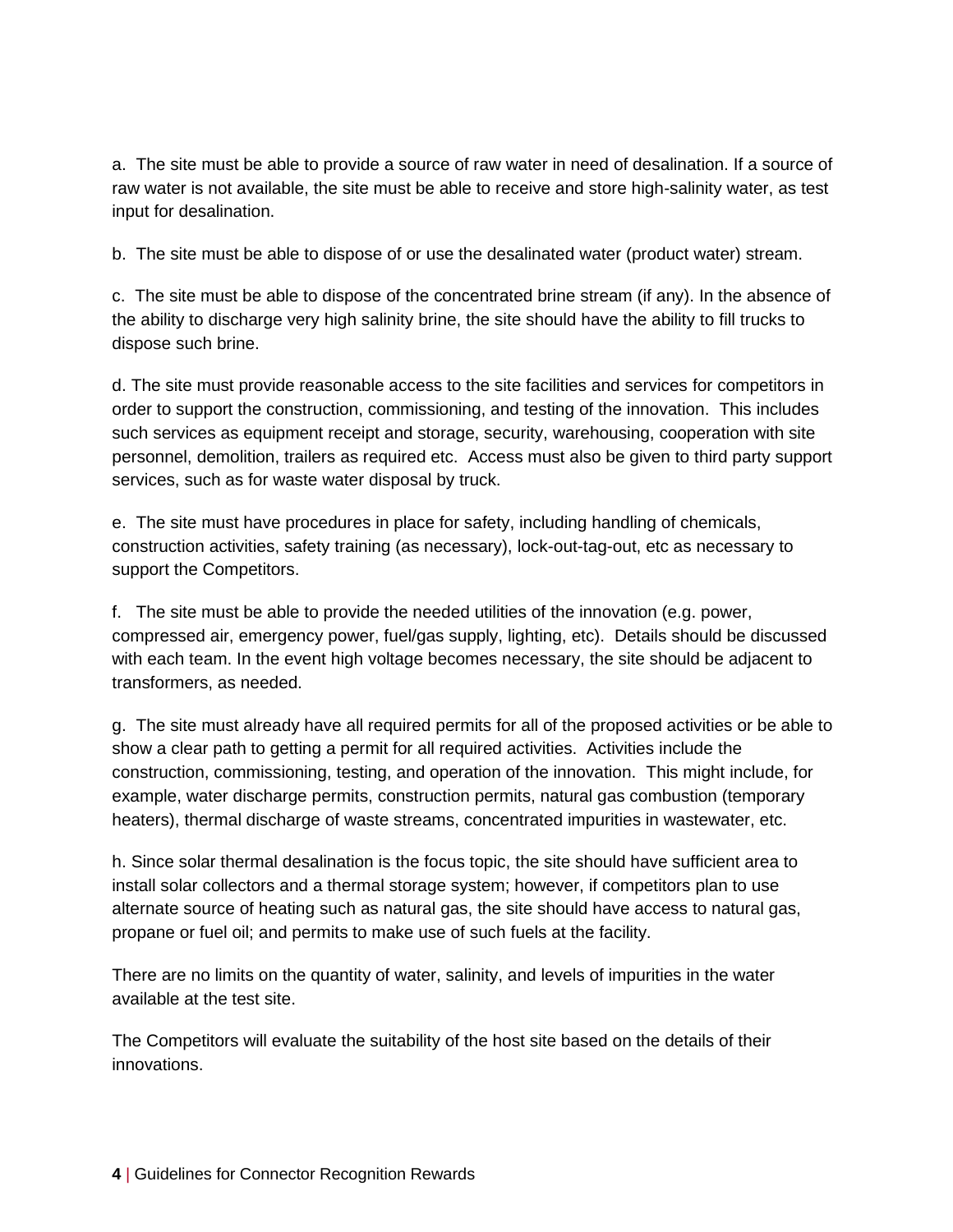a. The site must be able to provide a source of raw water in need of desalination. If a source of raw water is not available, the site must be able to receive and store high-salinity water, as test input for desalination.

b. The site must be able to dispose of or use the desalinated water (product water) stream.

c. The site must be able to dispose of the concentrated brine stream (if any). In the absence of the ability to discharge very high salinity brine, the site should have the ability to fill trucks to dispose such brine.

d. The site must provide reasonable access to the site facilities and services for competitors in order to support the construction, commissioning, and testing of the innovation. This includes such services as equipment receipt and storage, security, warehousing, cooperation with site personnel, demolition, trailers as required etc. Access must also be given to third party support services, such as for waste water disposal by truck.

e. The site must have procedures in place for safety, including handling of chemicals, construction activities, safety training (as necessary), lock-out-tag-out, etc as necessary to support the Competitors.

f. The site must be able to provide the needed utilities of the innovation (e.g. power, compressed air, emergency power, fuel/gas supply, lighting, etc). Details should be discussed with each team. In the event high voltage becomes necessary, the site should be adjacent to transformers, as needed.

g. The site must already have all required permits for all of the proposed activities or be able to show a clear path to getting a permit for all required activities. Activities include the construction, commissioning, testing, and operation of the innovation. This might include, for example, water discharge permits, construction permits, natural gas combustion (temporary heaters), thermal discharge of waste streams, concentrated impurities in wastewater, etc.

h. Since solar thermal desalination is the focus topic, the site should have sufficient area to install solar collectors and a thermal storage system; however, if competitors plan to use alternate source of heating such as natural gas, the site should have access to natural gas, propane or fuel oil; and permits to make use of such fuels at the facility.

There are no limits on the quantity of water, salinity, and levels of impurities in the water available at the test site.

The Competitors will evaluate the suitability of the host site based on the details of their innovations.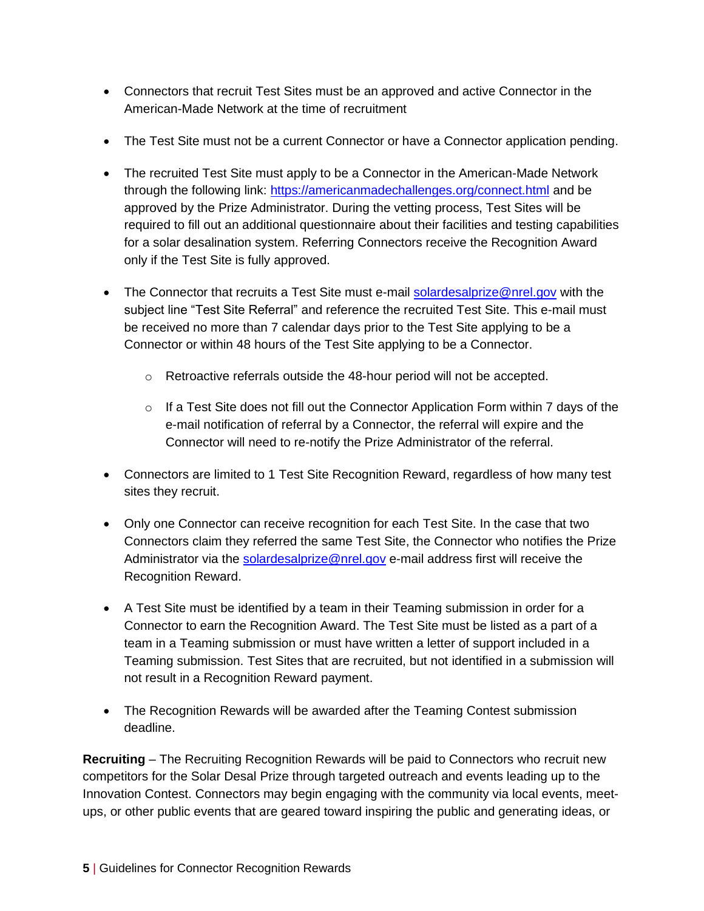- Connectors that recruit Test Sites must be an approved and active Connector in the American-Made Network at the time of recruitment
- The Test Site must not be a current Connector or have a Connector application pending.
- The recruited Test Site must apply to be a Connector in the American-Made Network through the following link: https://americanmadechallenges.org/connect.html and be approved by the Prize Administrator. During the vetting process, Test Sites will be required to fill out an additional questionnaire about their facilities and testing capabilities for a solar desalination system. Referring Connectors receive the Recognition Award only if the Test Site is fully approved.
- The Connector that recruits a Test Site must e-mail solardesalprize@nrel.gov with the subject line "Test Site Referral" and reference the recruited Test Site. This e-mail must be received no more than 7 calendar days prior to the Test Site applying to be a Connector or within 48 hours of the Test Site applying to be a Connector.
    - Retroactive referrals outside the 48-hour period will not be accepted.
    - If a Test Site does not fill out the Connector Application Form within 7 days of the e-mail notification of referral by a Connector, the referral will expire and the Connector will need to re-notify the Prize Administrator of the referral.
- Connectors are limited to 1 Test Site Recognition Reward, regardless of how many test sites they recruit.
- Only one Connector can receive recognition for each Test Site. In the case that two Connectors claim they referred the same Test Site, the Connector who notifies the Prize Administrator via the solardesalprize@nrel.gov e-mail address first will receive the Recognition Reward.
- A Test Site must be identified by a team in their Teaming submission in order for a Connector to earn the Recognition Award. The Test Site must be listed as a part of a team in a Teaming submission or must have written a letter of support included in a Teaming submission. Test Sites that are recruited, but not identified in a submission will not result in a Recognition Reward payment.
- The Recognition Rewards will be awarded after the Teaming Contest submission deadline.

**Recruiting** – The Recruiting Recognition Rewards will be paid to Connectors who recruit new competitors for the Solar Desal Prize through targeted outreach and events leading up to the Innovation Contest. Connectors may begin engaging with the community via local events, meet-ups, or other public events that are geared toward inspiring the public and generating ideas, or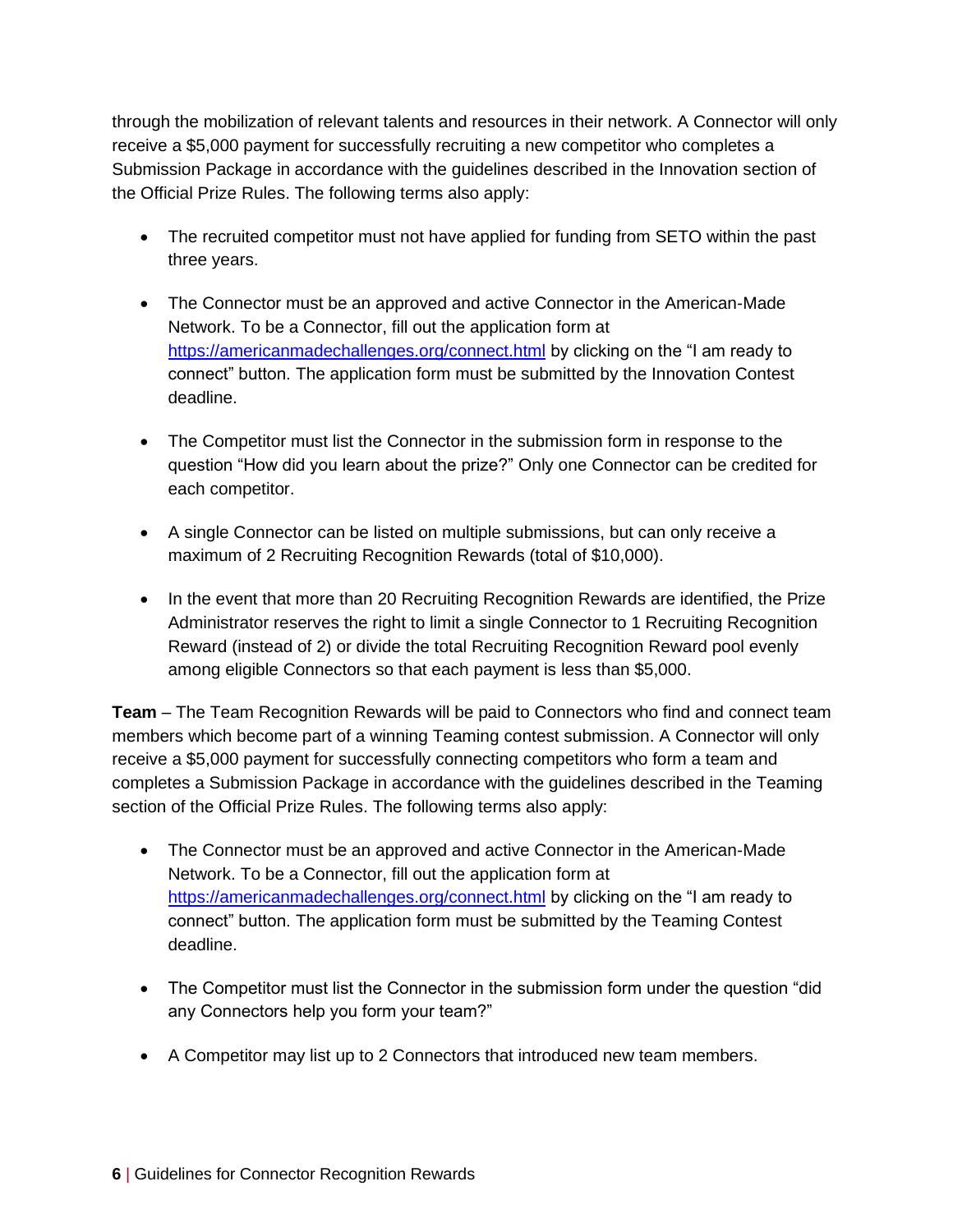through the mobilization of relevant talents and resources in their network. A Connector will only receive a $5,000 payment for successfully recruiting a new competitor who completes a Submission Package in accordance with the guidelines described in the Innovation section of the Official Prize Rules. The following terms also apply:

- The recruited competitor must not have applied for funding from SETO within the past three years.
- The Connector must be an approved and active Connector in the American-Made Network. To be a Connector, fill out the application form at [https://americanmadechallenges.org/connect.html](https://americanmadechallenges.org/connect.html) by clicking on the "I am ready to connect" button. The application form must be submitted by the Innovation Contest deadline.
- The Competitor must list the Connector in the submission form in response to the question "How did you learn about the prize?" Only one Connector can be credited for each competitor.
- A single Connector can be listed on multiple submissions, but can only receive a maximum of 2 Recruiting Recognition Rewards (total of $10,000).
- In the event that more than 20 Recruiting Recognition Rewards are identified, the Prize Administrator reserves the right to limit a single Connector to 1 Recruiting Recognition Reward (instead of 2) or divide the total Recruiting Recognition Reward pool evenly among eligible Connectors so that each payment is less than $5,000.

**Team** – The Team Recognition Rewards will be paid to Connectors who find and connect team members which become part of a winning Teaming contest submission. A Connector will only receive a $5,000 payment for successfully connecting competitors who form a team and completes a Submission Package in accordance with the guidelines described in the Teaming section of the Official Prize Rules. The following terms also apply:

- The Connector must be an approved and active Connector in the American-Made Network. To be a Connector, fill out the application form at [https://americanmadechallenges.org/connect.html](https://americanmadechallenges.org/connect.html) by clicking on the "I am ready to connect" button. The application form must be submitted by the Teaming Contest deadline.
- The Competitor must list the Connector in the submission form under the question "did any Connectors help you form your team?"
- A Competitor may list up to 2 Connectors that introduced new team members.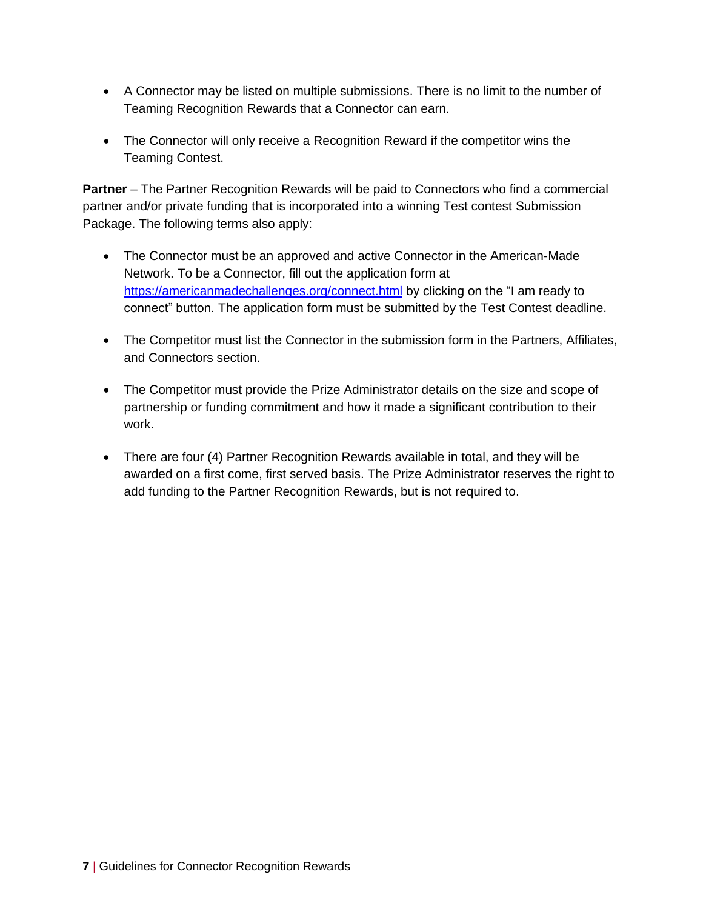- A Connector may be listed on multiple submissions. There is no limit to the number of Teaming Recognition Rewards that a Connector can earn.

- The Connector will only receive a Recognition Reward if the competitor wins the Teaming Contest.

**Partner** – The Partner Recognition Rewards will be paid to Connectors who find a commercial partner and/or private funding that is incorporated into a winning Test contest Submission Package. The following terms also apply:

- The Connector must be an approved and active Connector in the American-Made Network. To be a Connector, fill out the application form at [https://americanmadechallenges.org/connect.html](https://americanmadechallenges.org/connect.html) by clicking on the "I am ready to connect" button. The application form must be submitted by the Test Contest deadline.

- The Competitor must list the Connector in the submission form in the Partners, Affiliates, and Connectors section.

- The Competitor must provide the Prize Administrator details on the size and scope of partnership or funding commitment and how it made a significant contribution to their work.

- There are four (4) Partner Recognition Rewards available in total, and they will be awarded on a first come, first served basis. The Prize Administrator reserves the right to add funding to the Partner Recognition Rewards, but is not required to.